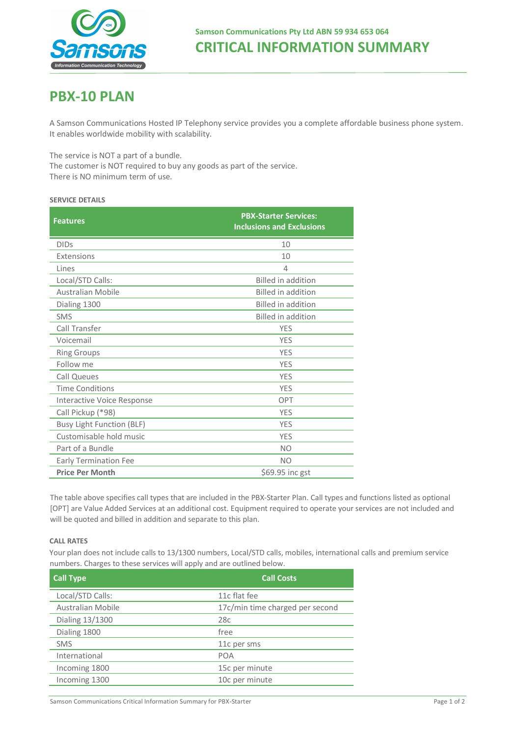Samson Communications Pty Ltd ABN 59 934 653 064

# CRITICAL INFORMATION SUMMARY

## PBX-10 PLAN

A Samson Communications Hosted IP Telephony service provides you a complete affordable business phone system. It enables worldwide mobility with scalability.

The service is NOT a part of a bundle.
The customer is NOT required to buy any goods as part of the service.
There is NO minimum term of use.

### SERVICE DETAILS

| Features | PBX-Starter Services: Inclusions and Exclusions |
|---|---|
| DIDs | 10 |
| Extensions | 10 |
| Lines | 4 |
| Local/STD Calls: | Billed in addition |
| Australian Mobile | Billed in addition |
| Dialing 1300 | Billed in addition |
| SMS | Billed in addition |
| Call Transfer | YES |
| Voicemail | YES |
| Ring Groups | YES |
| Follow me | YES |
| Call Queues | YES |
| Time Conditions | YES |
| Interactive Voice Response | OPT |
| Call Pickup (*98) | YES |
| Busy Light Function (BLF) | YES |
| Customisable hold music | YES |
| Part of a Bundle | NO |
| Early Termination Fee | NO |
| **Price Per Month** | $69.95 inc gst |

The table above specifies call types that are included in the PBX-Starter Plan. Call types and functions listed as optional [OPT] are Value Added Services at an additional cost. Equipment required to operate your services are not included and will be quoted and billed in addition and separate to this plan.

### CALL RATES

Your plan does not include calls to 13/1300 numbers, Local/STD calls, mobiles, international calls and premium service numbers. Charges to these services will apply and are outlined below.

| Call Type | Call Costs |
|---|---|
| Local/STD Calls: | 11c flat fee |
| Australian Mobile | 17c/min time charged per second |
| Dialing 13/1300 | 28c |
| Dialing 1800 | free |
| SMS | 11c per sms |
| International | POA |
| Incoming 1800 | 15c per minute |
| Incoming 1300 | 10c per minute |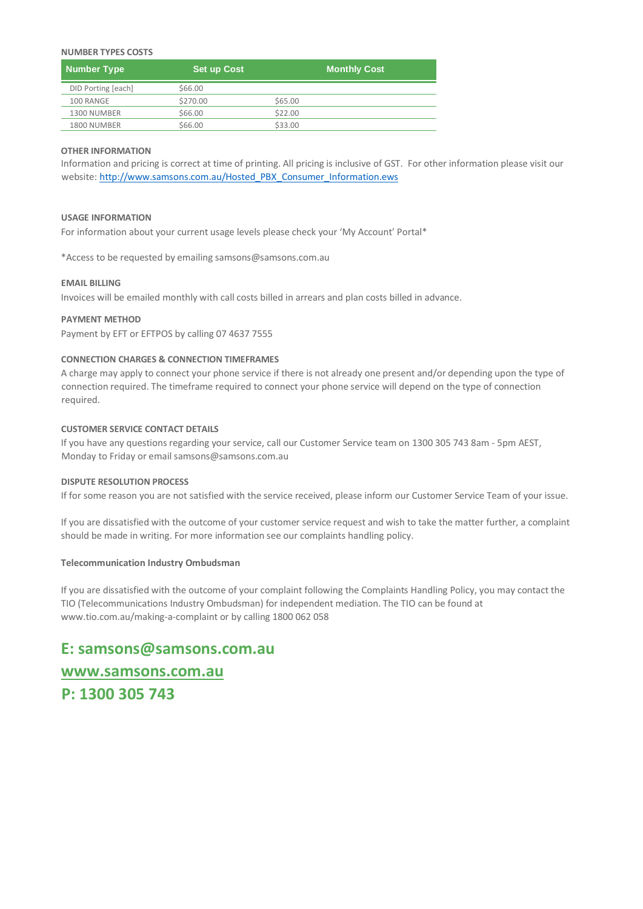**NUMBER TYPES COSTS**

| Number Type | Set up Cost | Monthly Cost |
|---|---|---|
| DID Porting [each] | $66.00 | |
| 100 RANGE | $270.00 | $65.00 |
| 1300 NUMBER | $66.00 | $22.00 |
| 1800 NUMBER | $66.00 | $33.00 |

**OTHER INFORMATION**

Information and pricing is correct at time of printing. All pricing is inclusive of GST. For other information please visit our website: [http://www.samsons.com.au/Hosted_PBX_Consumer_Information.ews](http://www.samsons.com.au/Hosted_PBX_Consumer_Information.ews)

**USAGE INFORMATION**

For information about your current usage levels please check your 'My Account' Portal*

*Access to be requested by emailing samsons@samsons.com.au

**EMAIL BILLING**

Invoices will be emailed monthly with call costs billed in arrears and plan costs billed in advance.

**PAYMENT METHOD**

Payment by EFT or EFTPOS by calling 07 4637 7555

**CONNECTION CHARGES & CONNECTION TIMEFRAMES**

A charge may apply to connect your phone service if there is not already one present and/or depending upon the type of connection required. The timeframe required to connect your phone service will depend on the type of connection required.

**CUSTOMER SERVICE CONTACT DETAILS**

If you have any questions regarding your service, call our Customer Service team on 1300 305 743 8am - 5pm AEST, Monday to Friday or email samsons@samsons.com.au

**DISPUTE RESOLUTION PROCESS**

If for some reason you are not satisfied with the service received, please inform our Customer Service Team of your issue.

If you are dissatisfied with the outcome of your customer service request and wish to take the matter further, a complaint should be made in writing. For more information see our complaints handling policy.

**Telecommunication Industry Ombudsman**

If you are dissatisfied with the outcome of your complaint following the Complaints Handling Policy, you may contact the TIO (Telecommunications Industry Ombudsman) for independent mediation. The TIO can be found at www.tio.com.au/making-a-complaint or by calling 1800 062 058

## E: samsons@samsons.com.au

## [www.samsons.com.au](http://www.samsons.com.au)

## P: 1300 305 743